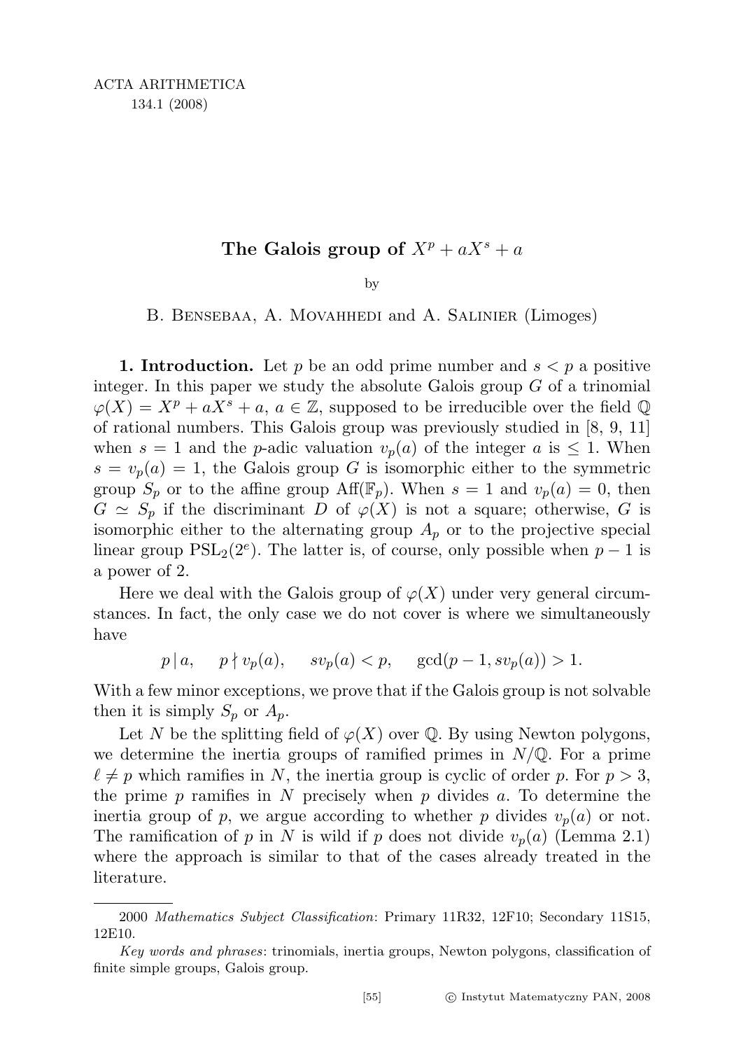# The Galois group of $X^p + aX^s + a$

by

B. Bensebaa, A. Movahhedi and A. Salinier (Limoges)

**1. Introduction.** Let $p$ be an odd prime number and $s < p$ a positive integer. In this paper we study the absolute Galois group $G$ of a trinomial $\varphi(X) = X^p + aX^s + a$, $a \in \mathbb{Z}$, supposed to be irreducible over the field $\mathbb{Q}$ of rational numbers. This Galois group was previously studied in [8, 9, 11] when $s = 1$ and the $p$-adic valuation $v_p(a)$ of the integer $a$ is $\leq 1$. When $s = v_p(a) = 1$, the Galois group $G$ is isomorphic either to the symmetric group $S_p$ or to the affine group $\mathrm{Aff}(\mathbb{F}_p)$. When $s = 1$ and $v_p(a) = 0$, then $G \simeq S_p$ if the discriminant $D$ of $\varphi(X)$ is not a square; otherwise, $G$ is isomorphic either to the alternating group $A_p$ or to the projective special linear group $\mathrm{PSL}_2(2^e)$. The latter is, of course, only possible when $p - 1$ is a power of 2.

Here we deal with the Galois group of $\varphi(X)$ under very general circumstances. In fact, the only case we do not cover is where we simultaneously have

$$p \mid a, \quad p \nmid v_p(a), \quad sv_p(a) < p, \quad \gcd(p-1, sv_p(a)) > 1.$$

With a few minor exceptions, we prove that if the Galois group is not solvable then it is simply $S_p$ or $A_p$.

Let $N$ be the splitting field of $\varphi(X)$ over $\mathbb{Q}$. By using Newton polygons, we determine the inertia groups of ramified primes in $N/\mathbb{Q}$. For a prime $\ell \neq p$ which ramifies in $N$, the inertia group is cyclic of order $p$. For $p > 3$, the prime $p$ ramifies in $N$ precisely when $p$ divides $a$. To determine the inertia group of $p$, we argue according to whether $p$ divides $v_p(a)$ or not. The ramification of $p$ in $N$ is wild if $p$ does not divide $v_p(a)$ (Lemma 2.1) where the approach is similar to that of the cases already treated in the literature.

2000 *Mathematics Subject Classification*: Primary 11R32, 12F10; Secondary 11S15, 12E10.

*Key words and phrases*: trinomials, inertia groups, Newton polygons, classification of finite simple groups, Galois group.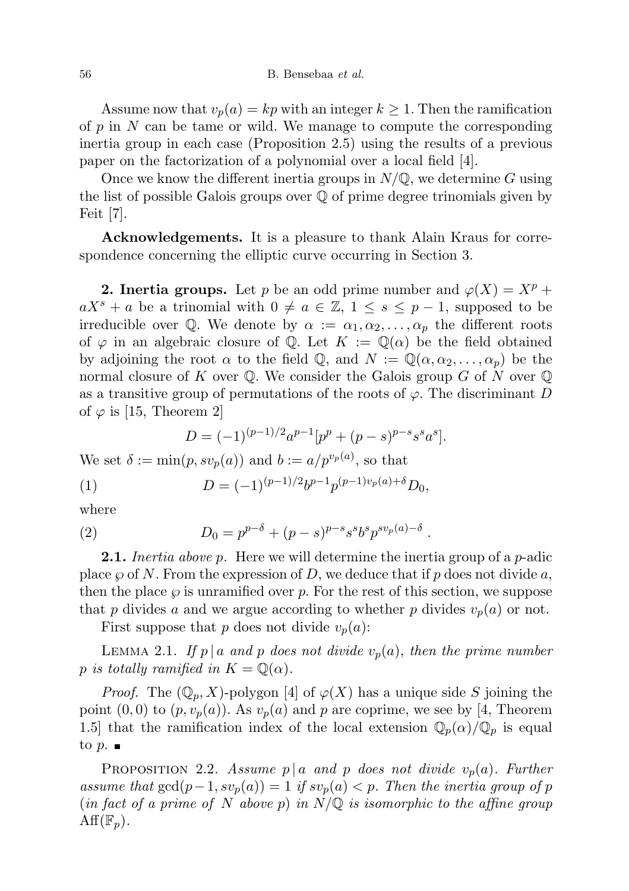Assume now that $v_p(a) = kp$ with an integer $k \geq 1$. Then the ramification of $p$ in $N$ can be tame or wild. We manage to compute the corresponding inertia group in each case (Proposition 2.5) using the results of a previous paper on the factorization of a polynomial over a local field [4].

Once we know the different inertia groups in $N/\mathbb{Q}$, we determine $G$ using the list of possible Galois groups over $\mathbb{Q}$ of prime degree trinomials given by Feit [7].

**Acknowledgements.** It is a pleasure to thank Alain Kraus for correspondence concerning the elliptic curve occurring in Section 3.

## 2. Inertia groups.

Let $p$ be an odd prime number and $\varphi(X) = X^p + aX^s + a$ be a trinomial with $0 \neq a \in \mathbb{Z}$, $1 \leq s \leq p-1$, supposed to be irreducible over $\mathbb{Q}$. We denote by $\alpha := \alpha_1, \alpha_2, \ldots, \alpha_p$ the different roots of $\varphi$ in an algebraic closure of $\mathbb{Q}$. Let $K := \mathbb{Q}(\alpha)$ be the field obtained by adjoining the root $\alpha$ to the field $\mathbb{Q}$, and $N := \mathbb{Q}(\alpha, \alpha_2, \ldots, \alpha_p)$ be the normal closure of $K$ over $\mathbb{Q}$. We consider the Galois group $G$ of $N$ over $\mathbb{Q}$ as a transitive group of permutations of the roots of $\varphi$. The discriminant $D$ of $\varphi$ is [15, Theorem 2]

$$D = (-1)^{(p-1)/2} a^{p-1} [p^p + (p-s)^{p-s} s^s a^s].$$

We set $\delta := \min(p, sv_p(a))$ and $b := a/p^{v_p(a)}$, so that

$$D = (-1)^{(p-1)/2} b^{p-1} p^{(p-1)v_p(a)+\delta} D_0, \tag{1}$$

where

$$D_0 = p^{p-\delta} + (p-s)^{p-s} s^s b^s p^{sv_p(a)-\delta}\,. \tag{2}$$

**2.1.** *Inertia above $p$.* Here we will determine the inertia group of a $p$-adic place $\wp$ of $N$. From the expression of $D$, we deduce that if $p$ does not divide $a$, then the place $\wp$ is unramified over $p$. For the rest of this section, we suppose that $p$ divides $a$ and we argue according to whether $p$ divides $v_p(a)$ or not.

First suppose that $p$ does not divide $v_p(a)$:

Lemma 2.1. *If $p \mid a$ and $p$ does not divide $v_p(a)$, then the prime number $p$ is totally ramified in $K = \mathbb{Q}(\alpha)$.*

*Proof.* The $(\mathbb{Q}_p, X)$-polygon [4] of $\varphi(X)$ has a unique side $S$ joining the point $(0, 0)$ to $(p, v_p(a))$. As $v_p(a)$ and $p$ are coprime, we see by [4, Theorem 1.5] that the ramification index of the local extension $\mathbb{Q}_p(\alpha)/\mathbb{Q}_p$ is equal to $p$. ∎

Proposition 2.2. *Assume $p \mid a$ and $p$ does not divide $v_p(a)$. Further assume that $\gcd(p-1, sv_p(a)) = 1$ if $sv_p(a) < p$. Then the inertia group of $p$ (in fact of a prime of $N$ above $p$) in $N/\mathbb{Q}$ is isomorphic to the affine group $\mathrm{Aff}(\mathbb{F}_p)$.*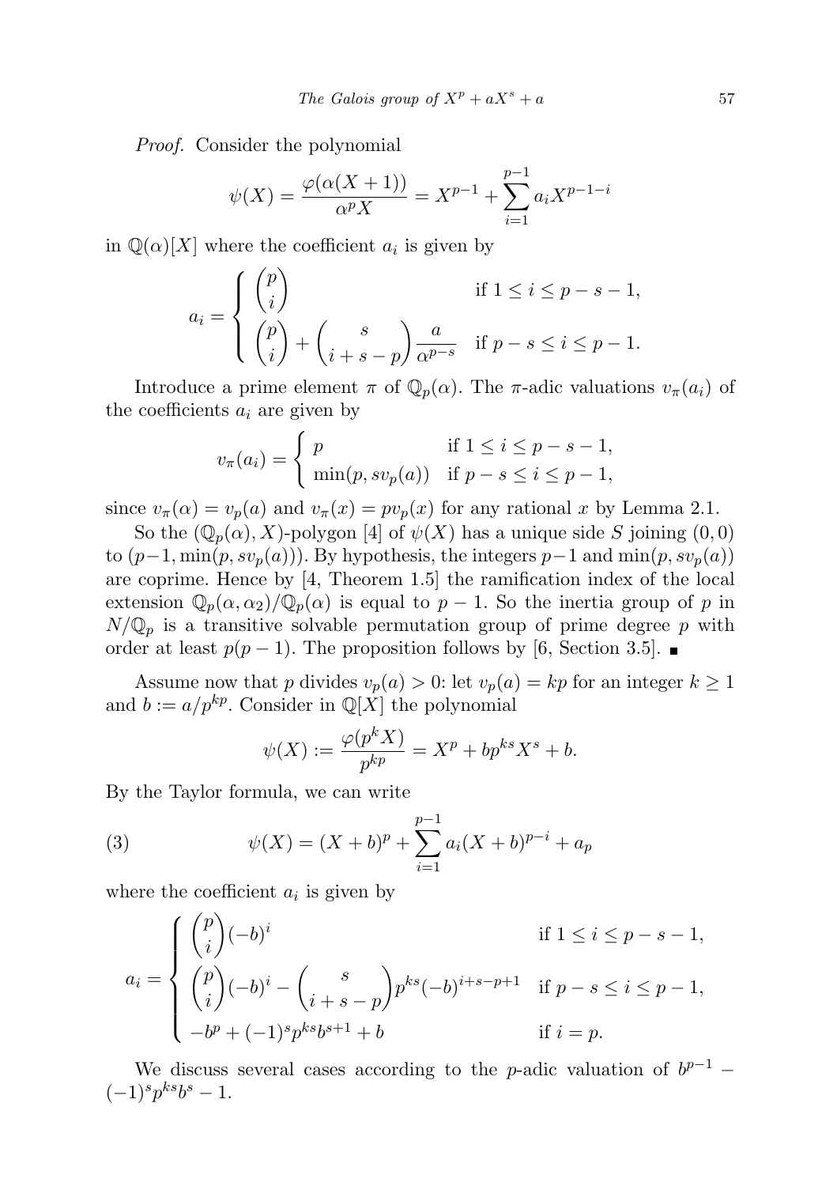*Proof.* Consider the polynomial

$$\psi(X) = \frac{\varphi(\alpha(X+1))}{\alpha^p X} = X^{p-1} + \sum_{i=1}^{p-1} a_i X^{p-1-i}$$

in $\mathbb{Q}(\alpha)[X]$ where the coefficient $a_i$ is given by

$$a_i = \begin{cases} \dbinom{p}{i} & \text{if } 1 \le i \le p-s-1, \\ \dbinom{p}{i} + \dbinom{s}{i+s-p} \dfrac{a}{\alpha^{p-s}} & \text{if } p-s \le i \le p-1. \end{cases}$$

Introduce a prime element $\pi$ of $\mathbb{Q}_p(\alpha)$. The $\pi$-adic valuations $v_\pi(a_i)$ of the coefficients $a_i$ are given by

$$v_\pi(a_i) = \begin{cases} p & \text{if } 1 \le i \le p-s-1, \\ \min(p, s v_p(a)) & \text{if } p-s \le i \le p-1, \end{cases}$$

since $v_\pi(\alpha) = v_p(a)$ and $v_\pi(x) = p v_p(x)$ for any rational $x$ by Lemma 2.1.

So the $(\mathbb{Q}_p(\alpha), X)$-polygon [4] of $\psi(X)$ has a unique side $S$ joining $(0,0)$ to $(p-1, \min(p, s v_p(a)))$. By hypothesis, the integers $p-1$ and $\min(p, s v_p(a))$ are coprime. Hence by [4, Theorem 1.5] the ramification index of the local extension $\mathbb{Q}_p(\alpha, \alpha_2)/\mathbb{Q}_p(\alpha)$ is equal to $p-1$. So the inertia group of $p$ in $N/\mathbb{Q}_p$ is a transitive solvable permutation group of prime degree $p$ with order at least $p(p-1)$. The proposition follows by [6, Section 3.5]. ∎

Assume now that $p$ divides $v_p(a) > 0$: let $v_p(a) = kp$ for an integer $k \ge 1$ and $b := a/p^{kp}$. Consider in $\mathbb{Q}[X]$ the polynomial

$$\psi(X) := \frac{\varphi(p^k X)}{p^{kp}} = X^p + b p^{ks} X^s + b.$$

By the Taylor formula, we can write

$$\psi(X) = (X+b)^p + \sum_{i=1}^{p-1} a_i (X+b)^{p-i} + a_p \tag{3}$$

where the coefficient $a_i$ is given by

$$a_i = \begin{cases} \dbinom{p}{i}(-b)^i & \text{if } 1 \le i \le p-s-1, \\ \dbinom{p}{i}(-b)^i - \dbinom{s}{i+s-p} p^{ks} (-b)^{i+s-p+1} & \text{if } p-s \le i \le p-1, \\ -b^p + (-1)^s p^{ks} b^{s+1} + b & \text{if } i = p. \end{cases}$$

We discuss several cases according to the $p$-adic valuation of $b^{p-1} - (-1)^s p^{ks} b^s - 1$.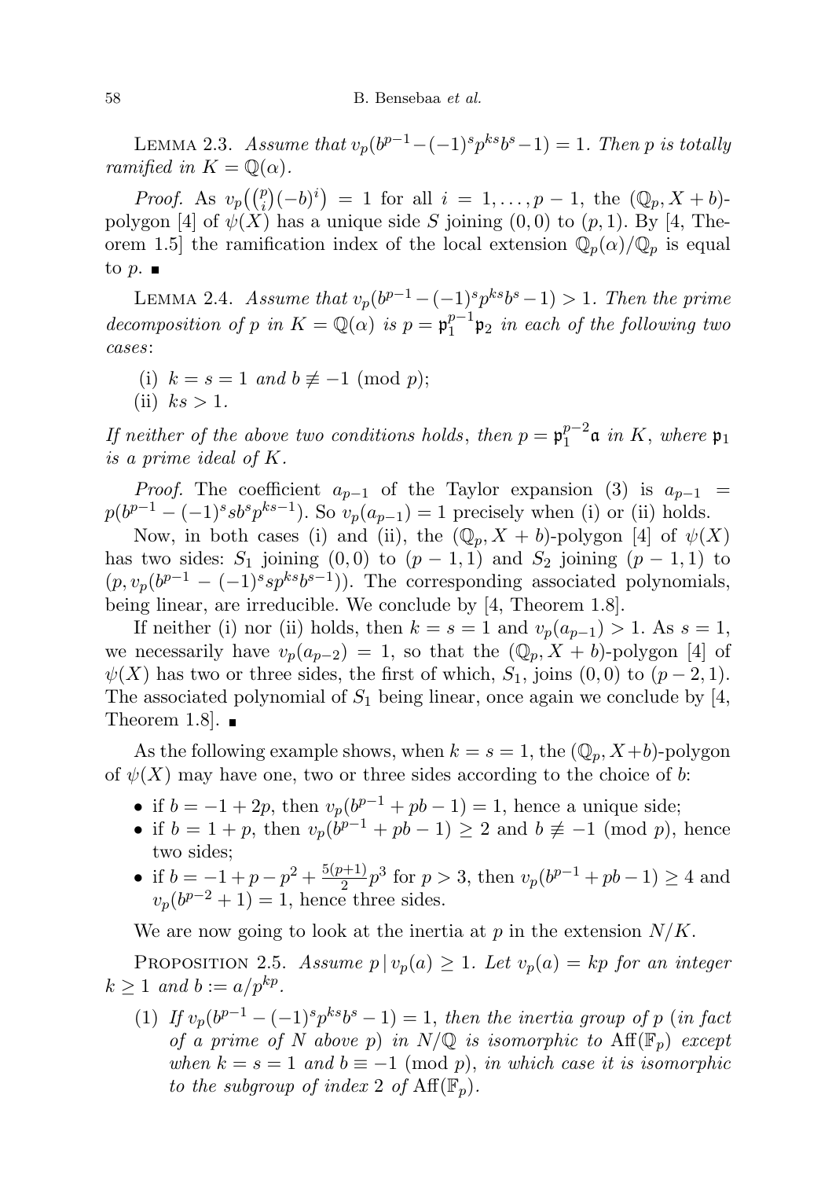Lemma 2.3. *Assume that $v_p(b^{p-1}-(-1)^s p^{ks}b^s-1)=1$. Then $p$ is totally ramified in $K=\mathbb{Q}(\alpha)$.*

*Proof.* As $v_p\big(\binom{p}{i}(-b)^i\big)=1$ for all $i=1,\dots,p-1$, the $(\mathbb{Q}_p, X+b)$-polygon [4] of $\psi(X)$ has a unique side $S$ joining $(0,0)$ to $(p,1)$. By [4, Theorem 1.5] the ramification index of the local extension $\mathbb{Q}_p(\alpha)/\mathbb{Q}_p$ is equal to $p$. ∎

Lemma 2.4. *Assume that $v_p(b^{p-1}-(-1)^s p^{ks}b^s-1)>1$. Then the prime decomposition of $p$ in $K=\mathbb{Q}(\alpha)$ is $p=\mathfrak{p}_1^{p-1}\mathfrak{p}_2$ in each of the following two cases*:

- (i) $k=s=1$ *and* $b\not\equiv -1 \pmod p$;
- (ii) $ks>1$.

*If neither of the above two conditions holds, then $p=\mathfrak{p}_1^{p-2}\mathfrak{a}$ in $K$, where $\mathfrak{p}_1$ is a prime ideal of $K$.*

*Proof.* The coefficient $a_{p-1}$ of the Taylor expansion (3) is $a_{p-1}=p(b^{p-1}-(-1)^s sb^s p^{ks-1})$. So $v_p(a_{p-1})=1$ precisely when (i) or (ii) holds.

Now, in both cases (i) and (ii), the $(\mathbb{Q}_p, X+b)$-polygon [4] of $\psi(X)$ has two sides: $S_1$ joining $(0,0)$ to $(p-1,1)$ and $S_2$ joining $(p-1,1)$ to $(p, v_p(b^{p-1}-(-1)^s sp^{ks}b^{s-1}))$. The corresponding associated polynomials, being linear, are irreducible. We conclude by [4, Theorem 1.8].

If neither (i) nor (ii) holds, then $k=s=1$ and $v_p(a_{p-1})>1$. As $s=1$, we necessarily have $v_p(a_{p-2})=1$, so that the $(\mathbb{Q}_p, X+b)$-polygon [4] of $\psi(X)$ has two or three sides, the first of which, $S_1$, joins $(0,0)$ to $(p-2,1)$. The associated polynomial of $S_1$ being linear, once again we conclude by [4, Theorem 1.8]. ∎

As the following example shows, when $k=s=1$, the $(\mathbb{Q}_p, X+b)$-polygon of $\psi(X)$ may have one, two or three sides according to the choice of $b$:

- if $b=-1+2p$, then $v_p(b^{p-1}+pb-1)=1$, hence a unique side;
- if $b=1+p$, then $v_p(b^{p-1}+pb-1)\geq 2$ and $b\not\equiv -1 \pmod p$, hence two sides;
- if $b=-1+p-p^2+\frac{5(p+1)}{2}p^3$ for $p>3$, then $v_p(b^{p-1}+pb-1)\geq 4$ and $v_p(b^{p-2}+1)=1$, hence three sides.

We are now going to look at the inertia at $p$ in the extension $N/K$.

Proposition 2.5. *Assume $p \mid v_p(a)\geq 1$. Let $v_p(a)=kp$ for an integer $k\geq 1$ and $b:=a/p^{kp}$.*

1. *If $v_p(b^{p-1}-(-1)^s p^{ks}b^s-1)=1$, then the inertia group of $p$ (in fact of a prime of $N$ above $p$) in $N/\mathbb{Q}$ is isomorphic to $\mathrm{Aff}(\mathbb{F}_p)$ except when $k=s=1$ and $b\equiv -1 \pmod p$, in which case it is isomorphic to the subgroup of index 2 of $\mathrm{Aff}(\mathbb{F}_p)$.*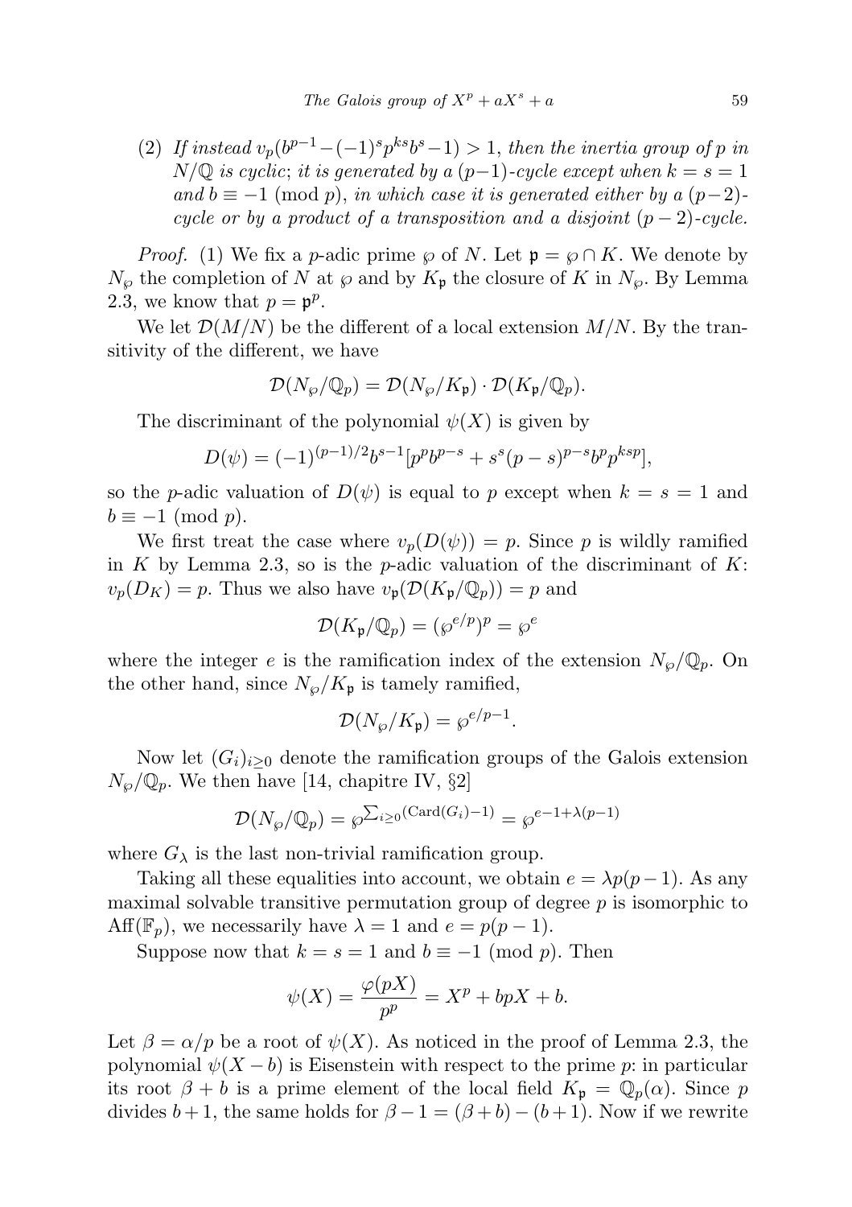(2) *If instead* $v_p(b^{p-1}-(-1)^s p^{ks} b^s - 1) > 1$, *then the inertia group of* $p$ *in* $N/\mathbb{Q}$ *is cyclic*; *it is generated by a* $(p-1)$-*cycle except when* $k = s = 1$ *and* $b \equiv -1 \pmod{p}$, *in which case it is generated either by a* $(p-2)$-*cycle or by a product of a transposition and a disjoint* $(p-2)$-*cycle.*

*Proof.* (1) We fix a $p$-adic prime $\wp$ of $N$. Let $\mathfrak{p} = \wp \cap K$. We denote by $N_\wp$ the completion of $N$ at $\wp$ and by $K_\mathfrak{p}$ the closure of $K$ in $N_\wp$. By Lemma 2.3, we know that $p = \mathfrak{p}^p$.

We let $\mathcal{D}(M/N)$ be the different of a local extension $M/N$. By the transitivity of the different, we have

$$\mathcal{D}(N_\wp/\mathbb{Q}_p) = \mathcal{D}(N_\wp/K_\mathfrak{p}) \cdot \mathcal{D}(K_\mathfrak{p}/\mathbb{Q}_p).$$

The discriminant of the polynomial $\psi(X)$ is given by

$$D(\psi) = (-1)^{(p-1)/2} b^{s-1} [p^p b^{p-s} + s^s (p-s)^{p-s} b^p p^{ksp}],$$

so the $p$-adic valuation of $D(\psi)$ is equal to $p$ except when $k = s = 1$ and $b \equiv -1 \pmod{p}$.

We first treat the case where $v_p(D(\psi)) = p$. Since $p$ is wildly ramified in $K$ by Lemma 2.3, so is the $p$-adic valuation of the discriminant of $K$: $v_p(D_K) = p$. Thus we also have $v_\mathfrak{p}(\mathcal{D}(K_\mathfrak{p}/\mathbb{Q}_p)) = p$ and

$$\mathcal{D}(K_\mathfrak{p}/\mathbb{Q}_p) = (\wp^{e/p})^p = \wp^e$$

where the integer $e$ is the ramification index of the extension $N_\wp/\mathbb{Q}_p$. On the other hand, since $N_\wp/K_\mathfrak{p}$ is tamely ramified,

$$\mathcal{D}(N_\wp/K_\mathfrak{p}) = \wp^{e/p-1}.$$

Now let $(G_i)_{i \geq 0}$ denote the ramification groups of the Galois extension $N_\wp/\mathbb{Q}_p$. We then have [14, chapitre IV, §2]

$$\mathcal{D}(N_\wp/\mathbb{Q}_p) = \wp^{\sum_{i \geq 0}(\mathrm{Card}(G_i)-1)} = \wp^{e-1+\lambda(p-1)}$$

where $G_\lambda$ is the last non-trivial ramification group.

Taking all these equalities into account, we obtain $e = \lambda p(p-1)$. As any maximal solvable transitive permutation group of degree $p$ is isomorphic to $\mathrm{Aff}(\mathbb{F}_p)$, we necessarily have $\lambda = 1$ and $e = p(p-1)$.

Suppose now that $k = s = 1$ and $b \equiv -1 \pmod{p}$. Then

$$\psi(X) = \frac{\varphi(pX)}{p^p} = X^p + bpX + b.$$

Let $\beta = \alpha/p$ be a root of $\psi(X)$. As noticed in the proof of Lemma 2.3, the polynomial $\psi(X-b)$ is Eisenstein with respect to the prime $p$: in particular its root $\beta + b$ is a prime element of the local field $K_\mathfrak{p} = \mathbb{Q}_p(\alpha)$. Since $p$ divides $b+1$, the same holds for $\beta - 1 = (\beta + b) - (b+1)$. Now if we rewrite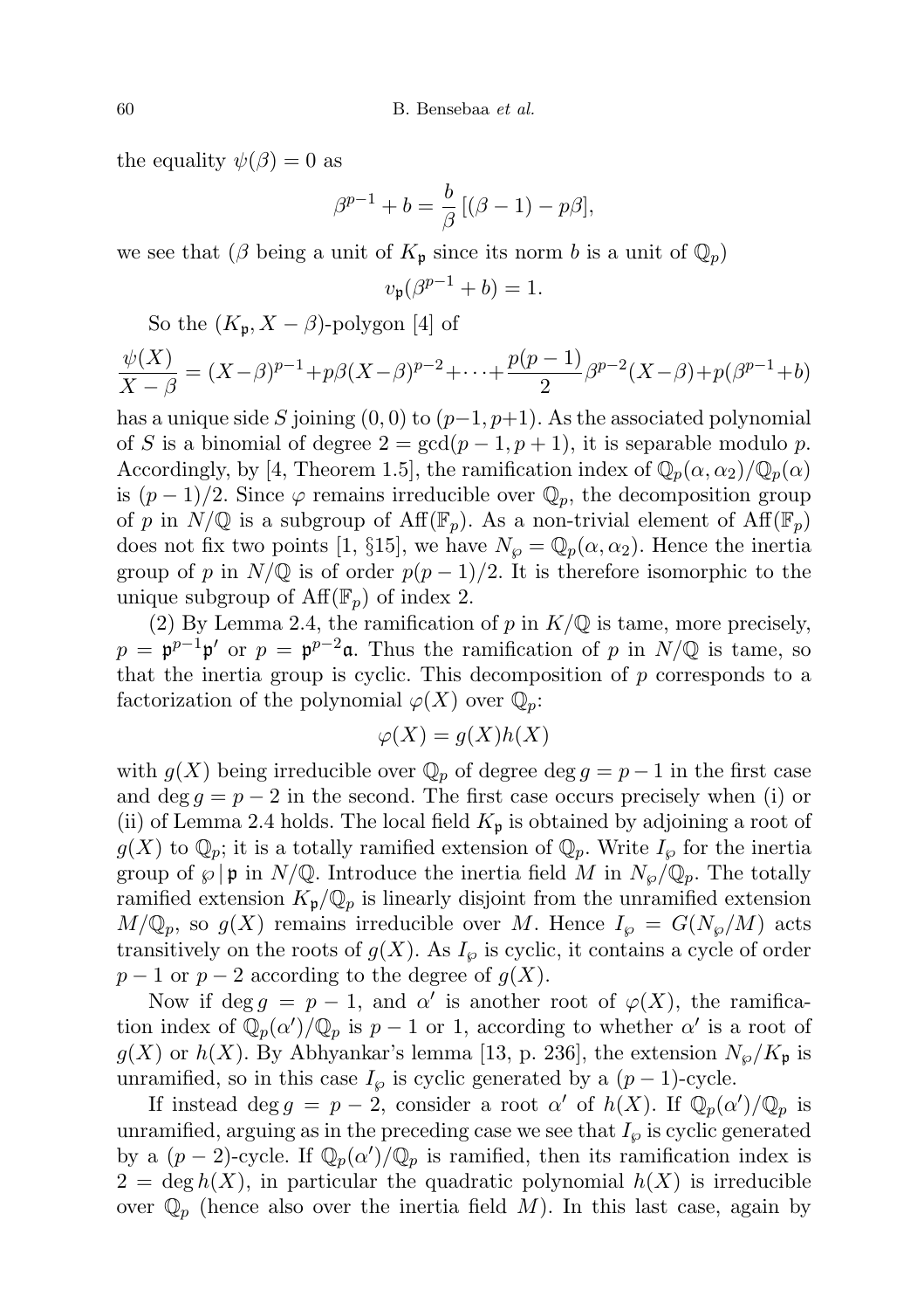the equality $\psi(\beta) = 0$ as

$$\beta^{p-1} + b = \frac{b}{\beta}\,[(\beta - 1) - p\beta],$$

we see that ($\beta$ being a unit of $K_{\mathfrak{p}}$ since its norm $b$ is a unit of $\mathbb{Q}_p$)

$$v_{\mathfrak{p}}(\beta^{p-1} + b) = 1.$$

So the $(K_{\mathfrak{p}}, X - \beta)$-polygon [4] of

$$\frac{\psi(X)}{X-\beta} = (X-\beta)^{p-1} + p\beta(X-\beta)^{p-2} + \cdots + \frac{p(p-1)}{2}\beta^{p-2}(X-\beta) + p(\beta^{p-1}+b)$$

has a unique side $S$ joining $(0,0)$ to $(p-1, p+1)$. As the associated polynomial of $S$ is a binomial of degree $2 = \gcd(p-1, p+1)$, it is separable modulo $p$. Accordingly, by [4, Theorem 1.5], the ramification index of $\mathbb{Q}_p(\alpha, \alpha_2)/\mathbb{Q}_p(\alpha)$ is $(p-1)/2$. Since $\varphi$ remains irreducible over $\mathbb{Q}_p$, the decomposition group of $p$ in $N/\mathbb{Q}$ is a subgroup of $\mathrm{Aff}(\mathbb{F}_p)$. As a non-trivial element of $\mathrm{Aff}(\mathbb{F}_p)$ does not fix two points [1, §15], we have $N_{\wp} = \mathbb{Q}_p(\alpha, \alpha_2)$. Hence the inertia group of $p$ in $N/\mathbb{Q}$ is of order $p(p-1)/2$. It is therefore isomorphic to the unique subgroup of $\mathrm{Aff}(\mathbb{F}_p)$ of index 2.

(2) By Lemma 2.4, the ramification of $p$ in $K/\mathbb{Q}$ is tame, more precisely, $p = \mathfrak{p}^{p-1}\mathfrak{p}'$ or $p = \mathfrak{p}^{p-2}\mathfrak{a}$. Thus the ramification of $p$ in $N/\mathbb{Q}$ is tame, so that the inertia group is cyclic. This decomposition of $p$ corresponds to a factorization of the polynomial $\varphi(X)$ over $\mathbb{Q}_p$:

$$\varphi(X) = g(X)h(X)$$

with $g(X)$ being irreducible over $\mathbb{Q}_p$ of degree $\deg g = p-1$ in the first case and $\deg g = p-2$ in the second. The first case occurs precisely when (i) or (ii) of Lemma 2.4 holds. The local field $K_{\mathfrak{p}}$ is obtained by adjoining a root of $g(X)$ to $\mathbb{Q}_p$; it is a totally ramified extension of $\mathbb{Q}_p$. Write $I_{\wp}$ for the inertia group of $\wp \mid \mathfrak{p}$ in $N/\mathbb{Q}$. Introduce the inertia field $M$ in $N_{\wp}/\mathbb{Q}_p$. The totally ramified extension $K_{\mathfrak{p}}/\mathbb{Q}_p$ is linearly disjoint from the unramified extension $M/\mathbb{Q}_p$, so $g(X)$ remains irreducible over $M$. Hence $I_{\wp} = G(N_{\wp}/M)$ acts transitively on the roots of $g(X)$. As $I_{\wp}$ is cyclic, it contains a cycle of order $p-1$ or $p-2$ according to the degree of $g(X)$.

Now if $\deg g = p-1$, and $\alpha'$ is another root of $\varphi(X)$, the ramification index of $\mathbb{Q}_p(\alpha')/\mathbb{Q}_p$ is $p-1$ or 1, according to whether $\alpha'$ is a root of $g(X)$ or $h(X)$. By Abhyankar's lemma [13, p. 236], the extension $N_{\wp}/K_{\mathfrak{p}}$ is unramified, so in this case $I_{\wp}$ is cyclic generated by a $(p-1)$-cycle.

If instead $\deg g = p-2$, consider a root $\alpha'$ of $h(X)$. If $\mathbb{Q}_p(\alpha')/\mathbb{Q}_p$ is unramified, arguing as in the preceding case we see that $I_{\wp}$ is cyclic generated by a $(p-2)$-cycle. If $\mathbb{Q}_p(\alpha')/\mathbb{Q}_p$ is ramified, then its ramification index is $2 = \deg h(X)$, in particular the quadratic polynomial $h(X)$ is irreducible over $\mathbb{Q}_p$ (hence also over the inertia field $M$). In this last case, again by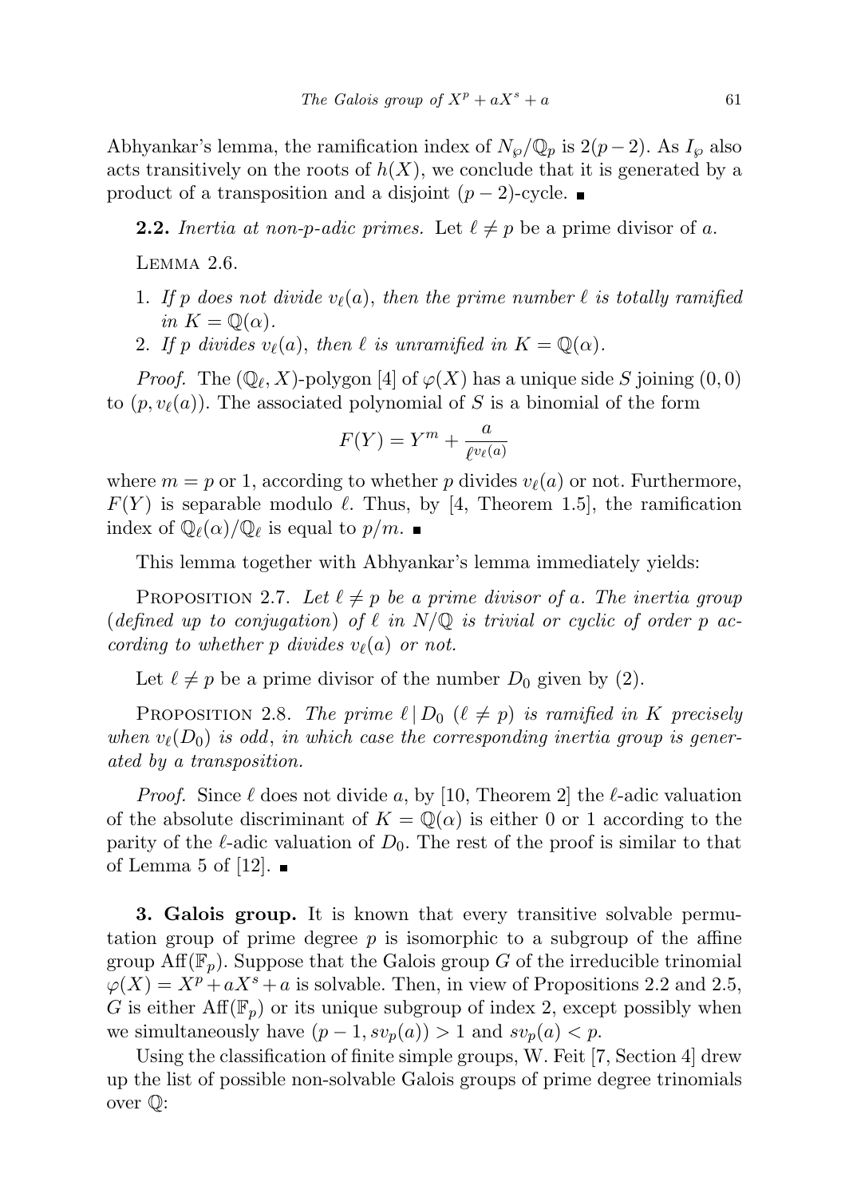Abhyankar's lemma, the ramification index of $N_\wp/\mathbb{Q}_p$ is $2(p-2)$. As $I_\wp$ also acts transitively on the roots of $h(X)$, we conclude that it is generated by a product of a transposition and a disjoint $(p-2)$-cycle. ∎

**2.2.** *Inertia at non-p-adic primes.* Let $\ell \neq p$ be a prime divisor of $a$.

Lemma 2.6.

1. *If $p$ does not divide $v_\ell(a)$, then the prime number $\ell$ is totally ramified in $K = \mathbb{Q}(\alpha)$.*
2. *If $p$ divides $v_\ell(a)$, then $\ell$ is unramified in $K = \mathbb{Q}(\alpha)$.*

*Proof.* The $(\mathbb{Q}_\ell, X)$-polygon [4] of $\varphi(X)$ has a unique side $S$ joining $(0,0)$ to $(p, v_\ell(a))$. The associated polynomial of $S$ is a binomial of the form

$$F(Y) = Y^m + \frac{a}{\ell^{v_\ell(a)}}$$

where $m = p$ or 1, according to whether $p$ divides $v_\ell(a)$ or not. Furthermore, $F(Y)$ is separable modulo $\ell$. Thus, by [4, Theorem 1.5], the ramification index of $\mathbb{Q}_\ell(\alpha)/\mathbb{Q}_\ell$ is equal to $p/m$. ∎

This lemma together with Abhyankar's lemma immediately yields:

Proposition 2.7. *Let $\ell \neq p$ be a prime divisor of $a$. The inertia group (defined up to conjugation) of $\ell$ in $N/\mathbb{Q}$ is trivial or cyclic of order $p$ according to whether $p$ divides $v_\ell(a)$ or not.*

Let $\ell \neq p$ be a prime divisor of the number $D_0$ given by (2).

Proposition 2.8. *The prime $\ell \mid D_0$ ($\ell \neq p$) is ramified in $K$ precisely when $v_\ell(D_0)$ is odd, in which case the corresponding inertia group is generated by a transposition.*

*Proof.* Since $\ell$ does not divide $a$, by [10, Theorem 2] the $\ell$-adic valuation of the absolute discriminant of $K = \mathbb{Q}(\alpha)$ is either 0 or 1 according to the parity of the $\ell$-adic valuation of $D_0$. The rest of the proof is similar to that of Lemma 5 of [12]. ∎

**3. Galois group.** It is known that every transitive solvable permutation group of prime degree $p$ is isomorphic to a subgroup of the affine group $\mathrm{Aff}(\mathbb{F}_p)$. Suppose that the Galois group $G$ of the irreducible trinomial $\varphi(X) = X^p + aX^s + a$ is solvable. Then, in view of Propositions 2.2 and 2.5, $G$ is either $\mathrm{Aff}(\mathbb{F}_p)$ or its unique subgroup of index 2, except possibly when we simultaneously have $(p-1, sv_p(a)) > 1$ and $sv_p(a) < p$.

Using the classification of finite simple groups, W. Feit [7, Section 4] drew up the list of possible non-solvable Galois groups of prime degree trinomials over $\mathbb{Q}$: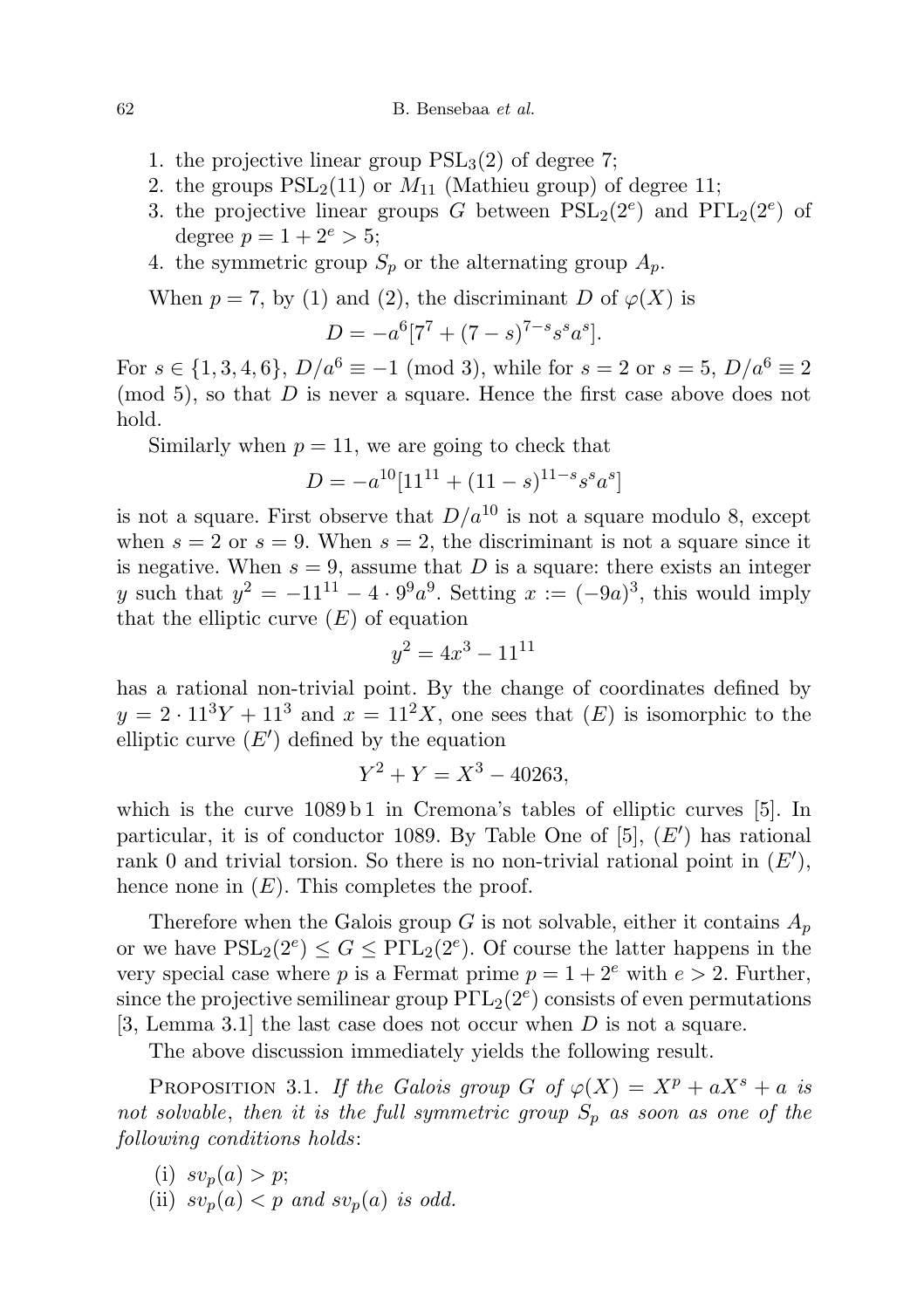1. the projective linear group $\mathrm{PSL}_3(2)$ of degree 7;
2. the groups $\mathrm{PSL}_2(11)$ or $M_{11}$ (Mathieu group) of degree 11;
3. the projective linear groups $G$ between $\mathrm{PSL}_2(2^e)$ and $\mathrm{P\Gamma L}_2(2^e)$ of degree $p = 1 + 2^e > 5$;
4. the symmetric group $S_p$ or the alternating group $A_p$.

When $p = 7$, by (1) and (2), the discriminant $D$ of $\varphi(X)$ is

$$D = -a^6[7^7 + (7-s)^{7-s}s^s a^s].$$

For $s \in \{1, 3, 4, 6\}$, $D/a^6 \equiv -1 \pmod 3$, while for $s = 2$ or $s = 5$, $D/a^6 \equiv 2 \pmod 5$, so that $D$ is never a square. Hence the first case above does not hold.

Similarly when $p = 11$, we are going to check that

$$D = -a^{10}[11^{11} + (11-s)^{11-s}s^s a^s]$$

is not a square. First observe that $D/a^{10}$ is not a square modulo 8, except when $s = 2$ or $s = 9$. When $s = 2$, the discriminant is not a square since it is negative. When $s = 9$, assume that $D$ is a square: there exists an integer $y$ such that $y^2 = -11^{11} - 4 \cdot 9^9 a^9$. Setting $x := (-9a)^3$, this would imply that the elliptic curve $(E)$ of equation

$$y^2 = 4x^3 - 11^{11}$$

has a rational non-trivial point. By the change of coordinates defined by $y = 2 \cdot 11^3 Y + 11^3$ and $x = 11^2 X$, one sees that $(E)$ is isomorphic to the elliptic curve $(E')$ defined by the equation

$$Y^2 + Y = X^3 - 40263,$$

which is the curve 1089 b 1 in Cremona's tables of elliptic curves [5]. In particular, it is of conductor 1089. By Table One of [5], $(E')$ has rational rank 0 and trivial torsion. So there is no non-trivial rational point in $(E')$, hence none in $(E)$. This completes the proof.

Therefore when the Galois group $G$ is not solvable, either it contains $A_p$ or we have $\mathrm{PSL}_2(2^e) \leq G \leq \mathrm{P\Gamma L}_2(2^e)$. Of course the latter happens in the very special case where $p$ is a Fermat prime $p = 1 + 2^e$ with $e > 2$. Further, since the projective semilinear group $\mathrm{P\Gamma L}_2(2^e)$ consists of even permutations [3, Lemma 3.1] the last case does not occur when $D$ is not a square.

The above discussion immediately yields the following result.

Proposition 3.1. *If the Galois group $G$ of $\varphi(X) = X^p + aX^s + a$ is not solvable, then it is the full symmetric group $S_p$ as soon as one of the following conditions holds*:

(i) $sv_p(a) > p$;
(ii) $sv_p(a) < p$ *and* $sv_p(a)$ *is odd.*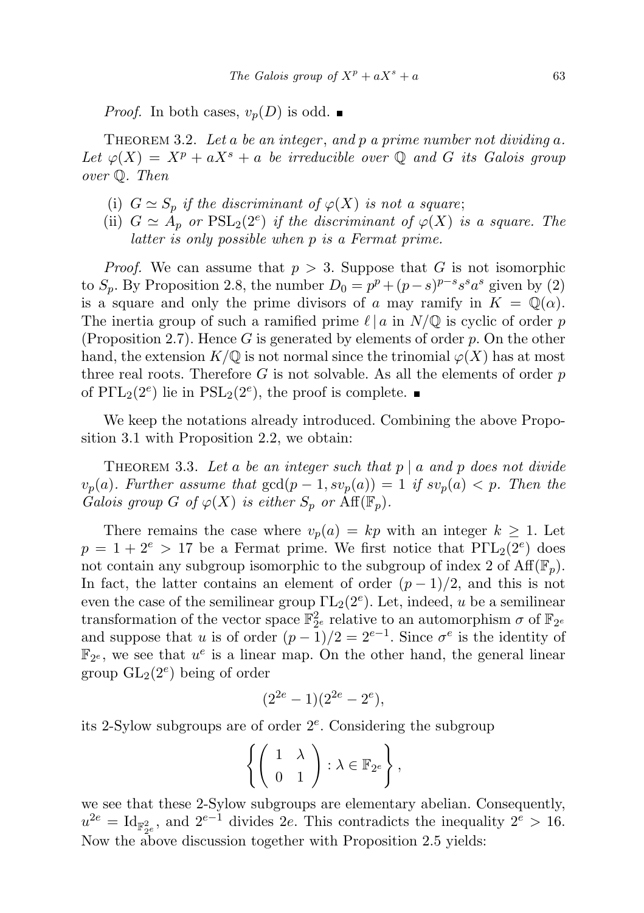*Proof.* In both cases, $v_p(D)$ is odd. ∎

THEOREM 3.2. *Let $a$ be an integer, and $p$ a prime number not dividing $a$. Let $\varphi(X) = X^p + aX^s + a$ be irreducible over $\mathbb{Q}$ and $G$ its Galois group over $\mathbb{Q}$. Then*

(i) *$G \simeq S_p$ if the discriminant of $\varphi(X)$ is not a square;*
(ii) *$G \simeq A_p$ or $\mathrm{PSL}_2(2^e)$ if the discriminant of $\varphi(X)$ is a square. The latter is only possible when $p$ is a Fermat prime.*

*Proof.* We can assume that $p > 3$. Suppose that $G$ is not isomorphic to $S_p$. By Proposition 2.8, the number $D_0 = p^p + (p-s)^{p-s}s^s a^s$ given by (2) is a square and only the prime divisors of $a$ may ramify in $K = \mathbb{Q}(\alpha)$. The inertia group of such a ramified prime $\ell \mid a$ in $N/\mathbb{Q}$ is cyclic of order $p$ (Proposition 2.7). Hence $G$ is generated by elements of order $p$. On the other hand, the extension $K/\mathbb{Q}$ is not normal since the trinomial $\varphi(X)$ has at most three real roots. Therefore $G$ is not solvable. As all the elements of order $p$ of $\mathrm{P\Gamma L}_2(2^e)$ lie in $\mathrm{PSL}_2(2^e)$, the proof is complete. ∎

We keep the notations already introduced. Combining the above Proposition 3.1 with Proposition 2.2, we obtain:

THEOREM 3.3. *Let $a$ be an integer such that $p \mid a$ and $p$ does not divide $v_p(a)$. Further assume that $\gcd(p-1, sv_p(a)) = 1$ if $sv_p(a) < p$. Then the Galois group $G$ of $\varphi(X)$ is either $S_p$ or $\mathrm{Aff}(\mathbb{F}_p)$.*

There remains the case where $v_p(a) = kp$ with an integer $k \geq 1$. Let $p = 1 + 2^e > 17$ be a Fermat prime. We first notice that $\mathrm{P\Gamma L}_2(2^e)$ does not contain any subgroup isomorphic to the subgroup of index 2 of $\mathrm{Aff}(\mathbb{F}_p)$. In fact, the latter contains an element of order $(p-1)/2$, and this is not even the case of the semilinear group $\Gamma\mathrm{L}_2(2^e)$. Let, indeed, $u$ be a semilinear transformation of the vector space $\mathbb{F}_{2^e}^2$ relative to an automorphism $\sigma$ of $\mathbb{F}_{2^e}$ and suppose that $u$ is of order $(p-1)/2 = 2^{e-1}$. Since $\sigma^e$ is the identity of $\mathbb{F}_{2^e}$, we see that $u^e$ is a linear map. On the other hand, the general linear group $\mathrm{GL}_2(2^e)$ being of order

$$(2^{2e}-1)(2^{2e}-2^e),$$

its 2-Sylow subgroups are of order $2^e$. Considering the subgroup

$$\left\{ \begin{pmatrix} 1 & \lambda \\ 0 & 1 \end{pmatrix} : \lambda \in \mathbb{F}_{2^e} \right\},$$

we see that these 2-Sylow subgroups are elementary abelian. Consequently, $u^{2e} = \mathrm{Id}_{\mathbb{F}_{2^e}^2}$, and $2^{e-1}$ divides $2e$. This contradicts the inequality $2^e > 16$. Now the above discussion together with Proposition 2.5 yields: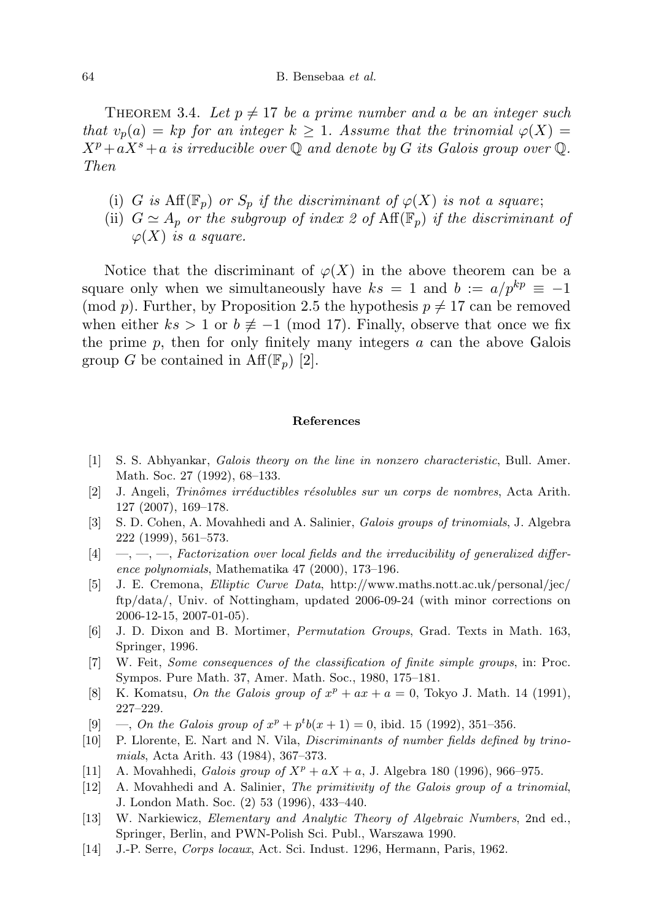**Theorem 3.4.** *Let $p \neq 17$ be a prime number and $a$ be an integer such that $v_p(a) = kp$ for an integer $k \geq 1$. Assume that the trinomial $\varphi(X) = X^p + aX^s + a$ is irreducible over $\mathbb{Q}$ and denote by $G$ its Galois group over $\mathbb{Q}$. Then*

- (i) *$G$ is $\mathrm{Aff}(\mathbb{F}_p)$ or $S_p$ if the discriminant of $\varphi(X)$ is not a square*;
- (ii) *$G \simeq A_p$ or the subgroup of index 2 of $\mathrm{Aff}(\mathbb{F}_p)$ if the discriminant of $\varphi(X)$ is a square.*

Notice that the discriminant of $\varphi(X)$ in the above theorem can be a square only when we simultaneously have $ks = 1$ and $b := a/p^{kp} \equiv -1 \pmod p$. Further, by Proposition 2.5 the hypothesis $p \neq 17$ can be removed when either $ks > 1$ or $b \not\equiv -1 \pmod{17}$. Finally, observe that once we fix the prime $p$, then for only finitely many integers $a$ can the above Galois group $G$ be contained in $\mathrm{Aff}(\mathbb{F}_p)$ [2].

## References

[1] S. S. Abhyankar, *Galois theory on the line in nonzero characteristic*, Bull. Amer. Math. Soc. 27 (1992), 68–133.

[2] J. Angeli, *Trinômes irréductibles résolubles sur un corps de nombres*, Acta Arith. 127 (2007), 169–178.

[3] S. D. Cohen, A. Movahhedi and A. Salinier, *Galois groups of trinomials*, J. Algebra 222 (1999), 561–573.

[4] —, —, —, *Factorization over local fields and the irreducibility of generalized difference polynomials*, Mathematika 47 (2000), 173–196.

[5] J. E. Cremona, *Elliptic Curve Data*, http://www.maths.nott.ac.uk/personal/jec/ftp/data/, Univ. of Nottingham, updated 2006-09-24 (with minor corrections on 2006-12-15, 2007-01-05).

[6] J. D. Dixon and B. Mortimer, *Permutation Groups*, Grad. Texts in Math. 163, Springer, 1996.

[7] W. Feit, *Some consequences of the classification of finite simple groups*, in: Proc. Sympos. Pure Math. 37, Amer. Math. Soc., 1980, 175–181.

[8] K. Komatsu, *On the Galois group of $x^p + ax + a = 0$*, Tokyo J. Math. 14 (1991), 227–229.

[9] —, *On the Galois group of $x^p + p^t b(x + 1) = 0$*, ibid. 15 (1992), 351–356.

[10] P. Llorente, E. Nart and N. Vila, *Discriminants of number fields defined by trinomials*, Acta Arith. 43 (1984), 367–373.

[11] A. Movahhedi, *Galois group of $X^p + aX + a$*, J. Algebra 180 (1996), 966–975.

[12] A. Movahhedi and A. Salinier, *The primitivity of the Galois group of a trinomial*, J. London Math. Soc. (2) 53 (1996), 433–440.

[13] W. Narkiewicz, *Elementary and Analytic Theory of Algebraic Numbers*, 2nd ed., Springer, Berlin, and PWN-Polish Sci. Publ., Warszawa 1990.

[14] J.-P. Serre, *Corps locaux*, Act. Sci. Indust. 1296, Hermann, Paris, 1962.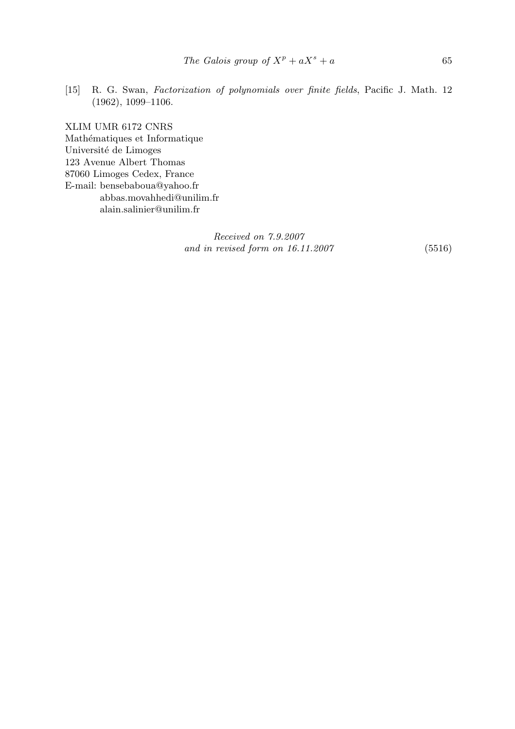[15] R. G. Swan, *Factorization of polynomials over finite fields*, Pacific J. Math. 12 (1962), 1099–1106.

XLIM UMR 6172 CNRS
Mathématiques et Informatique
Université de Limoges
123 Avenue Albert Thomas
87060 Limoges Cedex, France
E-mail: bensebaboua@yahoo.fr
abbas.movahhedi@unilim.fr
alain.salinier@unilim.fr

*Received on 7.9.2007*
*and in revised form on 16.11.2007* (5516)